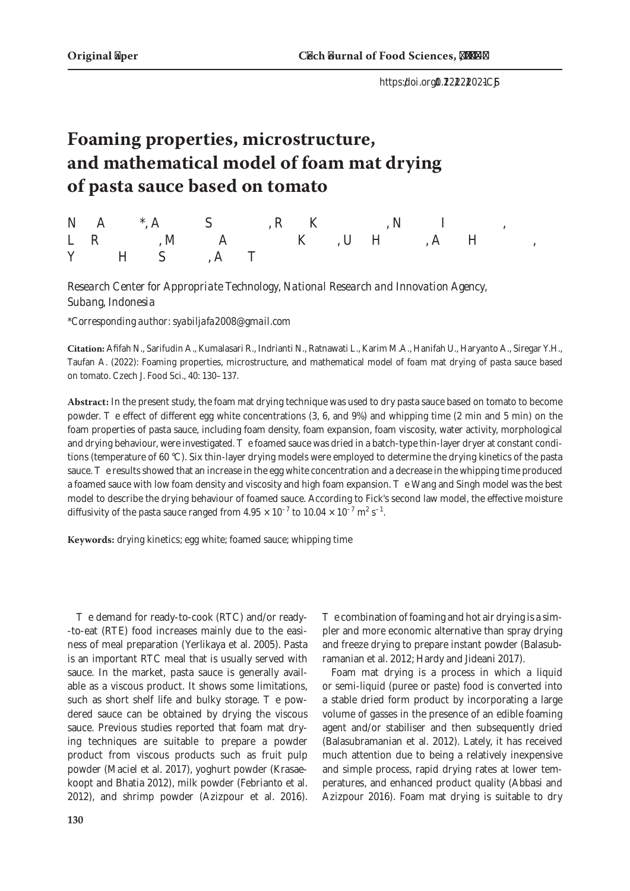Original Paper

https://doi.org/10.17221/202/2021-CJFS

# Foaming properties, microstructure, and mathematical model of foam mat drying of pasta sauce based on tomato

N A *, A S , R K , N I , L R , M A K , U H , A H , Y H S , A T

*Research Center for Appropriate Technology, National Research and Innovation Agency, Subang, Indonesia*

*Corresponding author: syabiljafa2008@gmail.com

**Citation:** Afifah N., Sarifudin A., Kumalasari R., Indrianti N., Ratnawati L., Karim M.A., Hanifah U., Haryanto A., Siregar Y.H., Taufan A. (2022): Foaming properties, microstructure, and mathematical model of foam mat drying of pasta sauce based on tomato. Czech J. Food Sci., 40: 130–137.

**Abstract:** In the present study, the foam mat drying technique was used to dry pasta sauce based on tomato to become powder. T e effect of different egg white concentrations (3, 6, and 9%) and whipping time (2 min and 5 min) on the foam properties of pasta sauce, including foam density, foam expansion, foam viscosity, water activity, morphological and drying behaviour, were investigated. T e foamed sauce was dried in a batch-type thin-layer dryer at constant conditions (temperature of 60 °C). Six thin-layer drying models were employed to determine the drying kinetics of the pasta sauce. T e results showed that an increase in the egg white concentration and a decrease in the whipping time produced a foamed sauce with low foam density and viscosity and high foam expansion. T e Wang and Singh model was the best model to describe the drying behaviour of foamed sauce. According to Fick's second law model, the effective moisture diffusivity of the pasta sauce ranged from $4.95 \times 10^{-7}$ to $10.04 \times 10^{-7}$ $m^2 s^{-1}$.

**Keywords:** drying kinetics; egg white; foamed sauce; whipping time

T e demand for ready-to-cook (RTC) and/or ready--to-eat (RTE) food increases mainly due to the easiness of meal preparation (Yerlikaya et al. 2005). Pasta is an important RTC meal that is usually served with sauce. In the market, pasta sauce is generally available as a viscous product. It shows some limitations, such as short shelf life and bulky storage. T e powdered sauce can be obtained by drying the viscous sauce. Previous studies reported that foam mat drying techniques are suitable to prepare a powder product from viscous products such as fruit pulp powder (Maciel et al. 2017), yoghurt powder (Krasaekoopt and Bhatia 2012), milk powder (Febrianto et al. 2012), and shrimp powder (Azizpour et al. 2016). T e combination of foaming and hot air drying is a simpler and more economic alternative than spray drying and freeze drying to prepare instant powder (Balasubramanian et al. 2012; Hardy and Jideani 2017).

Foam mat drying is a process in which a liquid or semi-liquid (puree or paste) food is converted into a stable dried form product by incorporating a large volume of gasses in the presence of an edible foaming agent and/or stabiliser and then subsequently dried (Balasubramanian et al. 2012). Lately, it has received much attention due to being a relatively inexpensive and simple process, rapid drying rates at lower temperatures, and enhanced product quality (Abbasi and Azizpour 2016). Foam mat drying is suitable to dry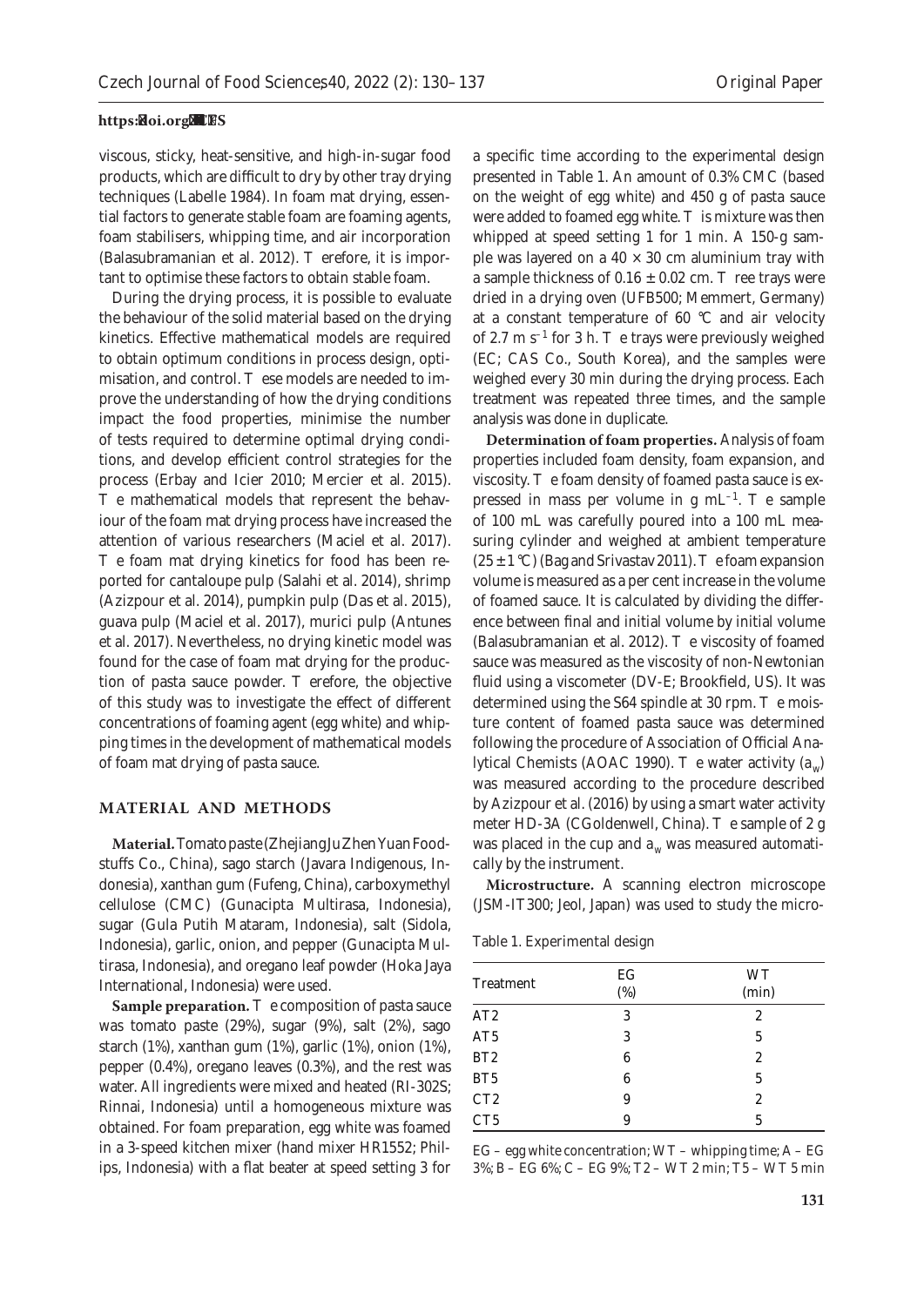viscous, sticky, heat-sensitive, and high-in-sugar food products, which are difficult to dry by other tray drying techniques (Labelle 1984). In foam mat drying, essential factors to generate stable foam are foaming agents, foam stabilisers, whipping time, and air incorporation (Balasubramanian et al. 2012). Therefore, it is important to optimise these factors to obtain stable foam.

During the drying process, it is possible to evaluate the behaviour of the solid material based on the drying kinetics. Effective mathematical models are required to obtain optimum conditions in process design, optimisation, and control. These models are needed to improve the understanding of how the drying conditions impact the food properties, minimise the number of tests required to determine optimal drying conditions, and develop efficient control strategies for the process (Erbay and Icier 2010; Mercier et al. 2015). The mathematical models that represent the behaviour of the foam mat drying process have increased the attention of various researchers (Maciel et al. 2017). The foam mat drying kinetics for food has been reported for cantaloupe pulp (Salahi et al. 2014), shrimp (Azizpour et al. 2014), pumpkin pulp (Das et al. 2015), guava pulp (Maciel et al. 2017), murici pulp (Antunes et al. 2017). Nevertheless, no drying kinetic model was found for the case of foam mat drying for the production of pasta sauce powder. Therefore, the objective of this study was to investigate the effect of different concentrations of foaming agent (egg white) and whipping times in the development of mathematical models of foam mat drying of pasta sauce.

## MATERIAL AND METHODS

**Material.** Tomato paste (Zhejiang Ju Zhen Yuan Foodstuffs Co., China), sago starch (Javara Indigenous, Indonesia), xanthan gum (Fufeng, China), carboxymethyl cellulose (CMC) (Gunacipta Multirasa, Indonesia), sugar (Gula Putih Mataram, Indonesia), salt (Sidola, Indonesia), garlic, onion, and pepper (Gunacipta Multirasa, Indonesia), and oregano leaf powder (Hoka Jaya International, Indonesia) were used.

**Sample preparation.** The composition of pasta sauce was tomato paste (29%), sugar (9%), salt (2%), sago starch (1%), xanthan gum (1%), garlic (1%), onion (1%), pepper (0.4%), oregano leaves (0.3%), and the rest was water. All ingredients were mixed and heated (RI-302S; Rinnai, Indonesia) until a homogeneous mixture was obtained. For foam preparation, egg white was foamed in a 3-speed kitchen mixer (hand mixer HR1552; Philips, Indonesia) with a flat beater at speed setting 3 for a specific time according to the experimental design presented in Table 1. An amount of 0.3% CMC (based on the weight of egg white) and 450 g of pasta sauce were added to foamed egg white. This mixture was then whipped at speed setting 1 for 1 min. A 150-g sample was layered on a 40 × 30 cm aluminium tray with a sample thickness of 0.16 ± 0.02 cm. Three trays were dried in a drying oven (UFB500; Memmert, Germany) at a constant temperature of 60 °C and air velocity of 2.7 m s$^{-1}$ for 3 h. The trays were previously weighed (EC; CAS Co., South Korea), and the samples were weighed every 30 min during the drying process. Each treatment was repeated three times, and the sample analysis was done in duplicate.

**Determination of foam properties.** Analysis of foam properties included foam density, foam expansion, and viscosity. The foam density of foamed pasta sauce is expressed in mass per volume in g mL$^{-1}$. The sample of 100 mL was carefully poured into a 100 mL measuring cylinder and weighed at ambient temperature (25 ± 1 °C) (Bag and Srivastav 2011). The foam expansion volume is measured as a per cent increase in the volume of foamed sauce. It is calculated by dividing the difference between final and initial volume by initial volume (Balasubramanian et al. 2012). The viscosity of foamed sauce was measured as the viscosity of non-Newtonian fluid using a viscometer (DV-E; Brookfield, US). It was determined using the S64 spindle at 30 rpm. The moisture content of foamed pasta sauce was determined following the procedure of Association of Official Analytical Chemists (AOAC 1990). The water activity ($a_w$) was measured according to the procedure described by Azizpour et al. (2016) by using a smart water activity meter HD-3A (CGoldenwell, China). The sample of 2 g was placed in the cup and $a_w$ was measured automatically by the instrument.

**Microstructure.** A scanning electron microscope (JSM-IT300; Jeol, Japan) was used to study the micro-

Table 1. Experimental design

| Treatment | EG (%) | WT (min) |
|---|---|---|
| AT2 | 3 | 2 |
| AT5 | 3 | 5 |
| BT2 | 6 | 2 |
| BT5 | 6 | 5 |
| CT2 | 9 | 2 |
| CT5 | 9 | 5 |

EG – egg white concentration; WT – whipping time; A – EG 3%; B – EG 6%; C – EG 9%; T2 – WT 2 min; T5 – WT 5 min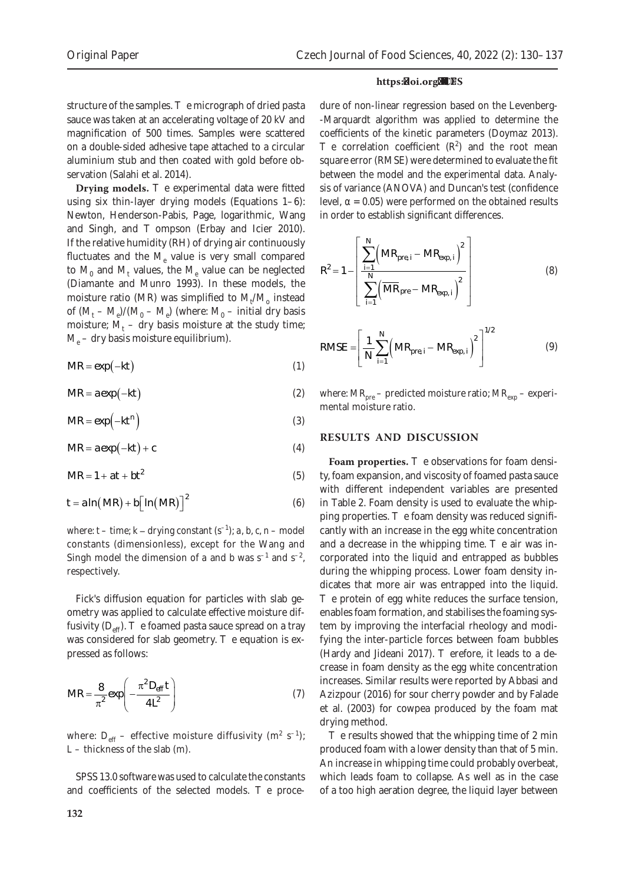structure of the samples. The micrograph of dried pasta sauce was taken at an accelerating voltage of 20 kV and magnification of 500 times. Samples were scattered on a double-sided adhesive tape attached to a circular aluminium stub and then coated with gold before observation (Salahi et al. 2014).

**Drying models.** The experimental data were fitted using six thin-layer drying models (Equations 1–6): Newton, Henderson-Pabis, Page, logarithmic, Wang and Singh, and Thompson (Erbay and Icier 2010). If the relative humidity (RH) of drying air continuously fluctuates and the $M_e$ value is very small compared to $M_0$ and $M_t$ values, the $M_e$ value can be neglected (Diamante and Munro 1993). In these models, the moisture ratio (MR) was simplified to $M_t/M_0$ instead of $(M_t - M_e)/(M_0 - M_e)$ (where: $M_0$ – initial dry basis moisture; $M_t$ – dry basis moisture at the study time; $M_e$ – dry basis moisture equilibrium).

$$MR = \exp(-kt) \tag{1}$$

$$MR = a\exp(-kt) \tag{2}$$

$$MR = \exp(-kt^n) \tag{3}$$

$$MR = a\exp(-kt) + c \tag{4}$$

$$MR = 1 + at + bt^2 \tag{5}$$

$$t = a\ln(MR) + b\left[\ln(MR)\right]^2 \tag{6}$$

where: $t$ – time; $k$ – drying constant ($s^{-1}$); $a$, $b$, $c$, $n$ – model constants (dimensionless), except for the Wang and Singh model the dimension of $a$ and $b$ was $s^{-1}$ and $s^{-2}$, respectively.

Fick's diffusion equation for particles with slab geometry was applied to calculate effective moisture diffusivity ($D_{eff}$). The foamed pasta sauce spread on a tray was considered for slab geometry. The equation is expressed as follows:

$$MR = \frac{8}{\pi^2}\exp\left(-\frac{\pi^2 D_{eff} t}{4L^2}\right) \tag{7}$$

where: $D_{eff}$ – effective moisture diffusivity ($m^2\ s^{-1}$); $L$ – thickness of the slab (m).

SPSS 13.0 software was used to calculate the constants and coefficients of the selected models. The procedure of non-linear regression based on the Levenberg-Marquardt algorithm was applied to determine the coefficients of the kinetic parameters (Doymaz 2013). The correlation coefficient ($R^2$) and the root mean square error (RMSE) were determined to evaluate the fit between the model and the experimental data. Analysis of variance (ANOVA) and Duncan's test (confidence level, $\alpha = 0.05$) were performed on the obtained results in order to establish significant differences.

$$R^2 = 1 - \left[\frac{\sum_{i=1}^{N}\left(MR_{pre,i} - MR_{exp,i}\right)^2}{\sum_{i=1}^{N}\left(\overline{MR}_{pre} - MR_{exp,i}\right)^2}\right] \tag{8}$$

$$RMSE = \left[\frac{1}{N}\sum_{i=1}^{N}\left(MR_{pre,i} - MR_{exp,i}\right)^2\right]^{1/2} \tag{9}$$

where: $MR_{pre}$ – predicted moisture ratio; $MR_{exp}$ – experimental moisture ratio.

## RESULTS AND DISCUSSION

**Foam properties.** The observations for foam density, foam expansion, and viscosity of foamed pasta sauce with different independent variables are presented in Table 2. Foam density is used to evaluate the whipping properties. The foam density was reduced significantly with an increase in the egg white concentration and a decrease in the whipping time. The air was incorporated into the liquid and entrapped as bubbles during the whipping process. Lower foam density indicates that more air was entrapped into the liquid. The protein of egg white reduces the surface tension, enables foam formation, and stabilises the foaming system by improving the interfacial rheology and modifying the inter-particle forces between foam bubbles (Hardy and Jideani 2017). Therefore, it leads to a decrease in foam density as the egg white concentration increases. Similar results were reported by Abbasi and Azizpour (2016) for sour cherry powder and by Falade et al. (2003) for cowpea produced by the foam mat drying method.

The results showed that the whipping time of 2 min produced foam with a lower density than that of 5 min. An increase in whipping time could probably overbeat, which leads foam to collapse. As well as in the case of a too high aeration degree, the liquid layer between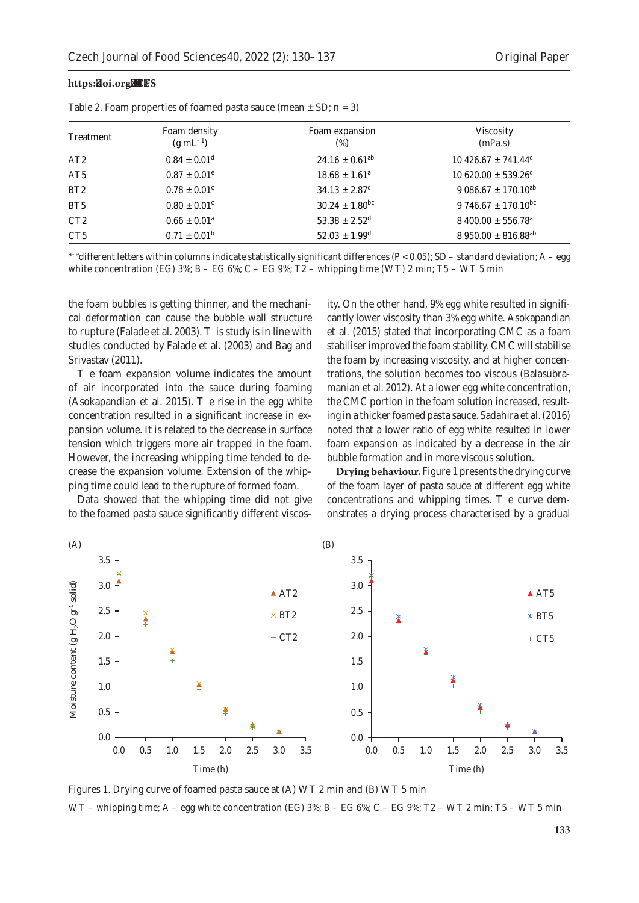Table 2. Foam properties of foamed pasta sauce (mean ± SD; n = 3)

| Treatment | Foam density (g mL$^{-1}$) | Foam expansion (%) | Viscosity (mPa.s) |
|---|---|---|---|
| AT2 | $0.84 \pm 0.01^{d}$ | $24.16 \pm 0.61^{ab}$ | $10\,426.67 \pm 741.44^{c}$ |
| AT5 | $0.87 \pm 0.01^{e}$ | $18.68 \pm 1.61^{a}$ | $10\,620.00 \pm 539.26^{c}$ |
| BT2 | $0.78 \pm 0.01^{c}$ | $34.13 \pm 2.87^{c}$ | $9\,086.67 \pm 170.10^{ab}$ |
| BT5 | $0.80 \pm 0.01^{c}$ | $30.24 \pm 1.80^{bc}$ | $9\,746.67 \pm 170.10^{bc}$ |
| CT2 | $0.66 \pm 0.01^{a}$ | $53.38 \pm 2.52^{d}$ | $8\,400.00 \pm 556.78^{a}$ |
| CT5 | $0.71 \pm 0.01^{b}$ | $52.03 \pm 1.99^{d}$ | $8\,950.00 \pm 816.88^{ab}$ |

[a–e]different letters within columns indicate statistically significant differences ($P < 0.05$); SD – standard deviation; A – egg white concentration (EG) 3%; B – EG 6%; C – EG 9%; T2 – whipping time (WT) 2 min; T5 – WT 5 min

the foam bubbles is getting thinner, and the mechanical deformation can cause the bubble wall structure to rupture (Falade et al. 2003). This study is in line with studies conducted by Falade et al. (2003) and Bag and Srivastav (2011).

The foam expansion volume indicates the amount of air incorporated into the sauce during foaming (Asokapandian et al. 2015). The rise in the egg white concentration resulted in a significant increase in expansion volume. It is related to the decrease in surface tension which triggers more air trapped in the foam. However, the increasing whipping time tended to decrease the expansion volume. Extension of the whipping time could lead to the rupture of formed foam.

Data showed that the whipping time did not give to the foamed pasta sauce significantly different viscosity. On the other hand, 9% egg white resulted in significantly lower viscosity than 3% egg white. Asokapandian et al. (2015) stated that incorporating CMC as a foam stabiliser improved the foam stability. CMC will stabilise the foam by increasing viscosity, and at higher concentrations, the solution becomes too viscous (Balasubramanian et al. 2012). At a lower egg white concentration, the CMC portion in the foam solution increased, resulting in a thicker foamed pasta sauce. Sadahira et al. (2016) noted that a lower ratio of egg white resulted in lower foam expansion as indicated by a decrease in the air bubble formation and in more viscous solution.

**Drying behaviour.** Figure 1 presents the drying curve of the foam layer of pasta sauce at different egg white concentrations and whipping times. The curve demonstrates a drying process characterised by a gradual

Figures 1. Drying curve of foamed pasta sauce at (A) WT 2 min and (B) WT 5 min

WT – whipping time; A – egg white concentration (EG) 3%; B – EG 6%; C – EG 9%; T2 – WT 2 min; T5 – WT 5 min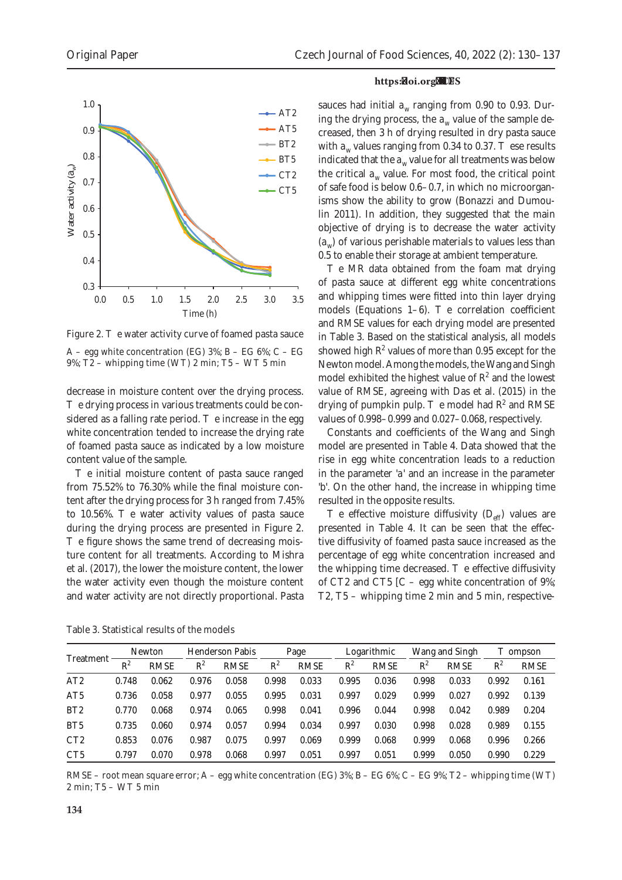Figure 2. The water activity curve of foamed pasta sauce

A – egg white concentration (EG) 3%; B – EG 6%; C – EG 9%; T2 – whipping time (WT) 2 min; T5 – WT 5 min

decrease in moisture content over the drying process. The drying process in various treatments could be considered as a falling rate period. The increase in the egg white concentration tended to increase the drying rate of foamed pasta sauce as indicated by a low moisture content value of the sample.

The initial moisture content of pasta sauce ranged from 75.52% to 76.30% while the final moisture content after the drying process for 3 h ranged from 7.45% to 10.56%. The water activity values of pasta sauce during the drying process are presented in Figure 2. The figure shows the same trend of decreasing moisture content for all treatments. According to Mishra et al. (2017), the lower the moisture content, the lower the water activity even though the moisture content and water activity are not directly proportional. Pasta sauces had initial $a_w$ ranging from 0.90 to 0.93. During the drying process, the $a_w$ value of the sample decreased, then 3 h of drying resulted in dry pasta sauce with $a_w$ values ranging from 0.34 to 0.37. These results indicated that the $a_w$ value for all treatments was below the critical $a_w$ value. For most food, the critical point of safe food is below 0.6–0.7, in which no microorganisms show the ability to grow (Bonazzi and Dumoulin 2011). In addition, they suggested that the main objective of drying is to decrease the water activity ($a_w$) of various perishable materials to values less than 0.5 to enable their storage at ambient temperature.

The MR data obtained from the foam mat drying of pasta sauce at different egg white concentrations and whipping times were fitted into thin layer drying models (Equations 1–6). The correlation coefficient and RMSE values for each drying model are presented in Table 3. Based on the statistical analysis, all models showed high $R^2$ values of more than 0.95 except for the Newton model. Among the models, the Wang and Singh model exhibited the highest value of $R^2$ and the lowest value of RMSE, agreeing with Das et al. (2015) in the drying of pumpkin pulp. The model had $R^2$ and RMSE values of 0.998–0.999 and 0.027–0.068, respectively.

Constants and coefficients of the Wang and Singh model are presented in Table 4. Data showed that the rise in egg white concentration leads to a reduction in the parameter 'a' and an increase in the parameter 'b'. On the other hand, the increase in whipping time resulted in the opposite results.

The effective moisture diffusivity ($D_{eff}$) values are presented in Table 4. It can be seen that the effective diffusivity of foamed pasta sauce increased as the percentage of egg white concentration increased and the whipping time decreased. The effective diffusivity of CT2 and CT5 [C – egg white concentration of 9%; T2, T5 – whipping time 2 min and 5 min, respective-

Table 3. Statistical results of the models

| Treatment | Newton | | Henderson Pabis | | Page | | Logarithmic | | Wang and Singh | | Thompson | |
|---|---|---|---|---|---|---|---|---|---|---|---|---|
| | $R^2$ | RMSE | $R^2$ | RMSE | $R^2$ | RMSE | $R^2$ | RMSE | $R^2$ | RMSE | $R^2$ | RMSE |
| AT2 | 0.748 | 0.062 | 0.976 | 0.058 | 0.998 | 0.033 | 0.995 | 0.036 | 0.998 | 0.033 | 0.992 | 0.161 |
| AT5 | 0.736 | 0.058 | 0.977 | 0.055 | 0.995 | 0.031 | 0.997 | 0.029 | 0.999 | 0.027 | 0.992 | 0.139 |
| BT2 | 0.770 | 0.068 | 0.974 | 0.065 | 0.998 | 0.041 | 0.996 | 0.044 | 0.998 | 0.042 | 0.989 | 0.204 |
| BT5 | 0.735 | 0.060 | 0.974 | 0.057 | 0.994 | 0.034 | 0.997 | 0.030 | 0.998 | 0.028 | 0.989 | 0.155 |
| CT2 | 0.853 | 0.076 | 0.987 | 0.075 | 0.997 | 0.069 | 0.999 | 0.068 | 0.999 | 0.068 | 0.996 | 0.266 |
| CT5 | 0.797 | 0.070 | 0.978 | 0.068 | 0.997 | 0.051 | 0.997 | 0.051 | 0.999 | 0.050 | 0.990 | 0.229 |

RMSE – root mean square error; A – egg white concentration (EG) 3%; B – EG 6%; C – EG 9%; T2 – whipping time (WT) 2 min; T5 – WT 5 min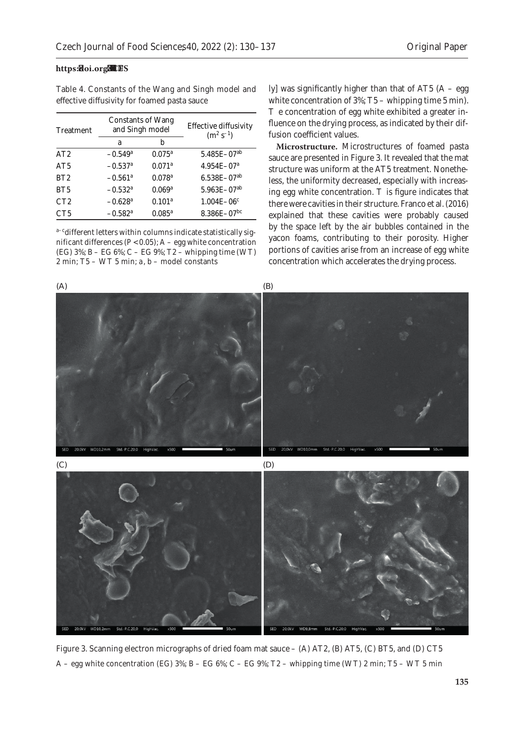Table 4. Constants of the Wang and Singh model and effective diffusivity for foamed pasta sauce

| Treatment | Constants of Wang and Singh model | | Effective diffusivity ($m^2 s^{-1}$) |
|---|---|---|---|
| | a | b | |
| AT2 | –0.549[a] | 0.075[a] | 5.485E–07[ab] |
| AT5 | –0.537[a] | 0.071[a] | 4.954E–07[a] |
| BT2 | –0.561[a] | 0.078[a] | 6.538E–07[ab] |
| BT5 | –0.532[a] | 0.069[a] | 5.963E–07[ab] |
| CT2 | –0.628[a] | 0.101[a] | 1.004E–06[c] |
| CT5 | –0.582[a] | 0.085[a] | 8.386E–07[bc] |

[a–c]different letters within columns indicate statistically significant differences ($P < 0.05$); A – egg white concentration (EG) 3%; B – EG 6%; C – EG 9%; T2 – whipping time (WT) 2 min; T5 – WT 5 min; a, b – model constants

ly] was significantly higher than that of AT5 (A – egg white concentration of 3%; T5 – whipping time 5 min). The concentration of egg white exhibited a greater influence on the drying process, as indicated by their diffusion coefficient values.

**Microstructure.** Microstructures of foamed pasta sauce are presented in Figure 3. It revealed that the mat structure was uniform at the AT5 treatment. Nonetheless, the uniformity decreased, especially with increasing egg white concentration. This figure indicates that there were cavities in their structure. Franco et al. (2016) explained that these cavities were probably caused by the space left by the air bubbles contained in the yacon foams, contributing to their porosity. Higher portions of cavities arise from an increase of egg white concentration which accelerates the drying process.

Figure 3. Scanning electron micrographs of dried foam mat sauce – (A) AT2, (B) AT5, (C) BT5, and (D) CT5

A – egg white concentration (EG) 3%; B – EG 6%; C – EG 9%; T2 – whipping time (WT) 2 min; T5 – WT 5 min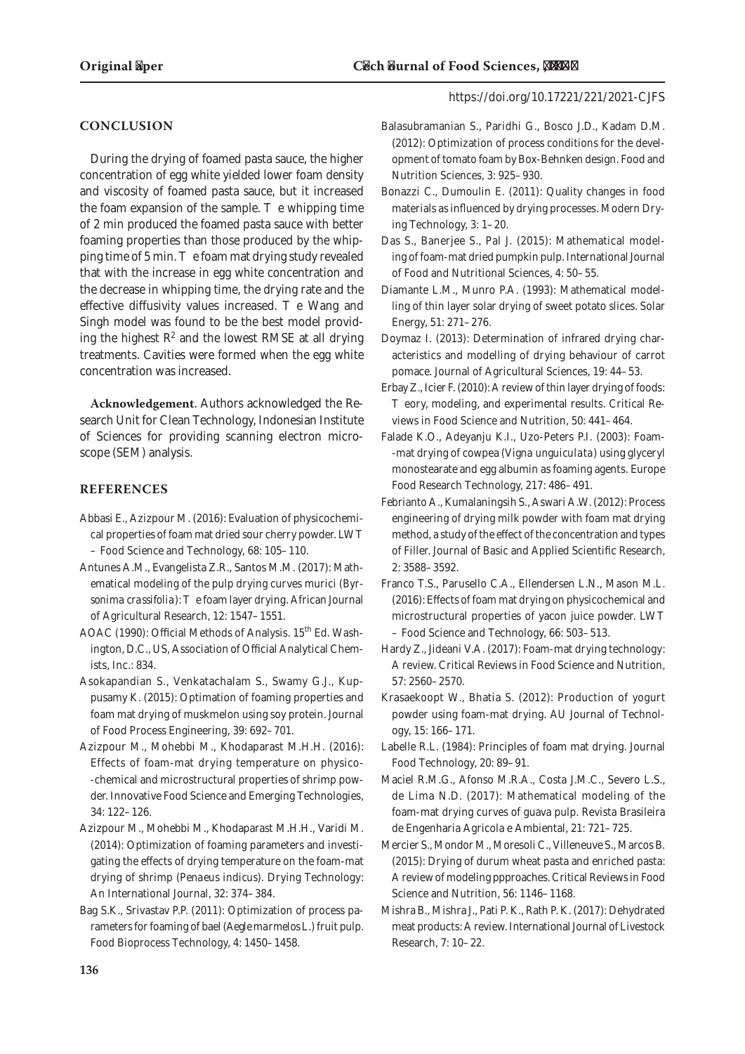## CONCLUSION

During the drying of foamed pasta sauce, the higher concentration of egg white yielded lower foam density and viscosity of foamed pasta sauce, but it increased the foam expansion of the sample. The whipping time of 2 min produced the foamed pasta sauce with better foaming properties than those produced by the whipping time of 5 min. The foam mat drying study revealed that with the increase in egg white concentration and the decrease in whipping time, the drying rate and the effective diffusivity values increased. The Wang and Singh model was found to be the best model providing the highest $R^2$ and the lowest RMSE at all drying treatments. Cavities were formed when the egg white concentration was increased.

**Acknowledgement**. Authors acknowledged the Research Unit for Clean Technology, Indonesian Institute of Sciences for providing scanning electron microscope (SEM) analysis.

## REFERENCES

Abbasi E., Azizpour M. (2016): Evaluation of physicochemical properties of foam mat dried sour cherry powder. LWT – Food Science and Technology, 68: 105–110.

Antunes A.M., Evangelista Z.R., Santos M.M. (2017): Mathematical modeling of the pulp drying curves murici (*Byrsonima crassifolia*): The foam layer drying. African Journal of Agricultural Research, 12: 1547–1551.

AOAC (1990): Official Methods of Analysis. 15th Ed. Washington, D.C., US, Association of Official Analytical Chemists, Inc.: 834.

Asokapandian S., Venkatachalam S., Swamy G.J., Kuppusamy K. (2015): Optimation of foaming properties and foam mat drying of muskmelon using soy protein. Journal of Food Process Engineering, 39: 692–701.

Azizpour M., Mohebbi M., Khodaparast M.H.H. (2016): Effects of foam-mat drying temperature on physico-chemical and microstructural properties of shrimp powder. Innovative Food Science and Emerging Technologies, 34: 122–126.

Azizpour M., Mohebbi M., Khodaparast M.H.H., Varidi M. (2014): Optimization of foaming parameters and investigating the effects of drying temperature on the foam-mat drying of shrimp (*Penaeus indicus*). Drying Technology: An International Journal, 32: 374–384.

Bag S.K., Srivastav P.P. (2011): Optimization of process parameters for foaming of bael (*Aegle marmelos* L.) fruit pulp. Food Bioprocess Technology, 4: 1450–1458.

Balasubramanian S., Paridhi G., Bosco J.D., Kadam D.M. (2012): Optimization of process conditions for the development of tomato foam by Box-Behnken design. Food and Nutrition Sciences, 3: 925–930.

Bonazzi C., Dumoulin E. (2011): Quality changes in food materials as influenced by drying processes. Modern Drying Technology, 3: 1–20.

Das S., Banerjee S., Pal J. (2015): Mathematical modeling of foam-mat dried pumpkin pulp. International Journal of Food and Nutritional Sciences, 4: 50–55.

Diamante L.M., Munro P.A. (1993): Mathematical modelling of thin layer solar drying of sweet potato slices. Solar Energy, 51: 271–276.

Doymaz I. (2013): Determination of infrared drying characteristics and modelling of drying behaviour of carrot pomace. Journal of Agricultural Sciences, 19: 44–53.

Erbay Z., Icier F. (2010): A review of thin layer drying of foods: Theory, modeling, and experimental results. Critical Reviews in Food Science and Nutrition, 50: 441–464.

Falade K.O., Adeyanju K.I., Uzo-Peters P.I. (2003): Foam-mat drying of cowpea (*Vigna unguiculata*) using glyceryl monostearate and egg albumin as foaming agents. Europe Food Research Technology, 217: 486–491.

Febrianto A., Kumalaningsih S., Aswari A.W. (2012): Process engineering of drying milk powder with foam mat drying method, a study of the effect of the concentration and types of Filler. Journal of Basic and Applied Scientific Research, 2: 3588–3592.

Franco T.S., Parusello C.A., Ellendersen L.N., Mason M.L. (2016): Effects of foam mat drying on physicochemical and microstructural properties of yacon juice powder. LWT – Food Science and Technology, 66: 503–513.

Hardy Z., Jideani V.A. (2017): Foam-mat drying technology: A review. Critical Reviews in Food Science and Nutrition, 57: 2560–2570.

Krasaekoopt W., Bhatia S. (2012): Production of yogurt powder using foam-mat drying. AU Journal of Technology, 15: 166–171.

Labelle R.L. (1984): Principles of foam mat drying. Journal Food Technology, 20: 89–91.

Maciel R.M.G., Afonso M.R.A., Costa J.M.C., Severo L.S., de Lima N.D. (2017): Mathematical modeling of the foam-mat drying curves of guava pulp. Revista Brasileira de Engenharia Agricola e Ambiental, 21: 721–725.

Mercier S., Mondor M., Moresoli C., Villeneuve S., Marcos B. (2015): Drying of durum wheat pasta and enriched pasta: A review of modeling ppproaches. Critical Reviews in Food Science and Nutrition, 56: 1146–1168.

Mishra B., Mishra J., Pati P. K., Rath P. K. (2017): Dehydrated meat products: A review. International Journal of Livestock Research, 7: 10–22.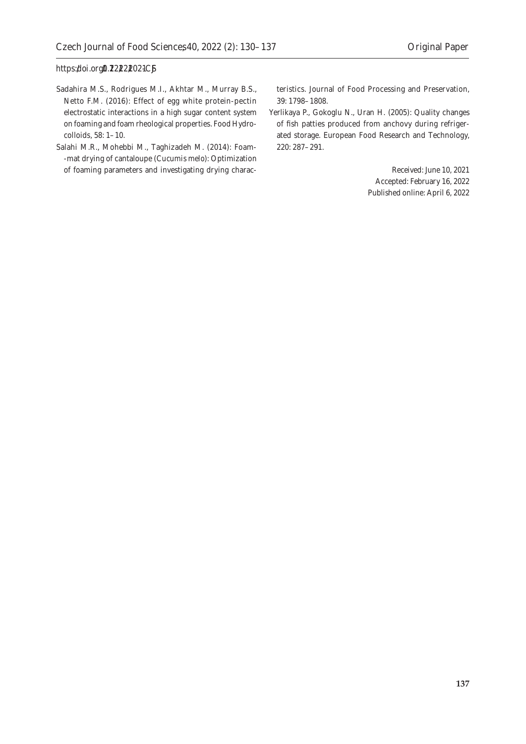Sadahira M.S., Rodrigues M.I., Akhtar M., Murray B.S., Netto F.M. (2016): Effect of egg white protein-pectin electrostatic interactions in a high sugar content system on foaming and foam rheological properties. Food Hydrocolloids, 58: 1–10.

Salahi M.R., Mohebbi M., Taghizadeh M. (2014): Foam-mat drying of cantaloupe (*Cucumis melo*): Optimization of foaming parameters and investigating drying characteristics. Journal of Food Processing and Preservation, 39: 1798–1808.

Yerlikaya P., Gokoglu N., Uran H. (2005): Quality changes of fish patties produced from anchovy during refrigerated storage. European Food Research and Technology, 220: 287–291.

Received: June 10, 2021
Accepted: February 16, 2022
Published online: April 6, 2022